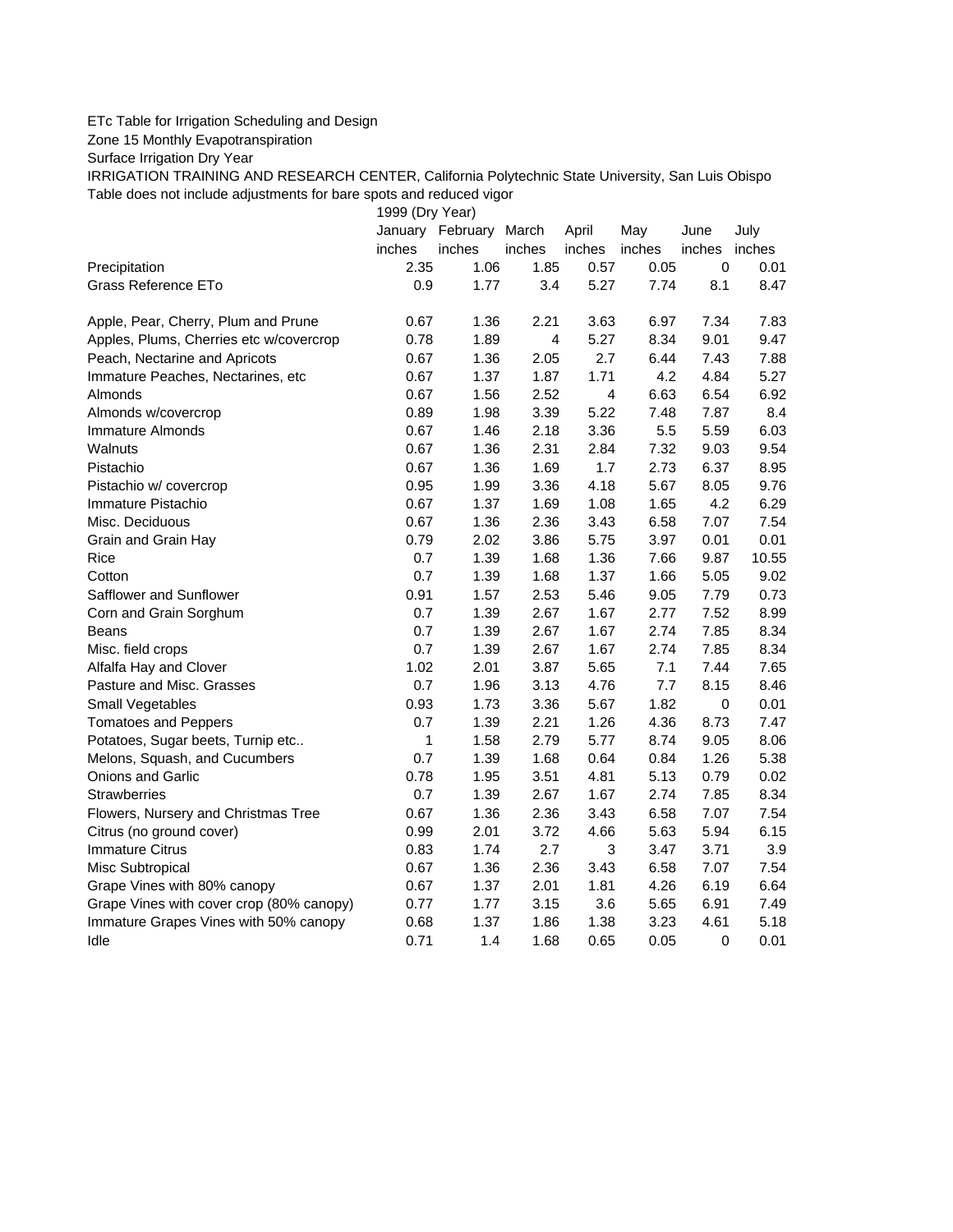ETc Table for Irrigation Scheduling and Design

Zone 15 Monthly Evapotranspiration

Surface Irrigation Dry Year

IRRIGATION TRAINING AND RESEARCH CENTER, California Polytechnic State University, San Luis Obispo

Table does not include adjustments for bare spots and reduced vigor

| | 1999 (Dry Year) | | | | | | |
|---|---|---|---|---|---|---|---|
| | January | February | March | April | May | June | July |
| | inches | inches | inches | inches | inches | inches | inches |
| Precipitation | 2.35 | 1.06 | 1.85 | 0.57 | 0.05 | 0 | 0.01 |
| Grass Reference ETo | 0.9 | 1.77 | 3.4 | 5.27 | 7.74 | 8.1 | 8.47 |
| | | | | | | | |
| Apple, Pear, Cherry, Plum and Prune | 0.67 | 1.36 | 2.21 | 3.63 | 6.97 | 7.34 | 7.83 |
| Apples, Plums, Cherries etc w/covercrop | 0.78 | 1.89 | 4 | 5.27 | 8.34 | 9.01 | 9.47 |
| Peach, Nectarine and Apricots | 0.67 | 1.36 | 2.05 | 2.7 | 6.44 | 7.43 | 7.88 |
| Immature Peaches, Nectarines, etc | 0.67 | 1.37 | 1.87 | 1.71 | 4.2 | 4.84 | 5.27 |
| Almonds | 0.67 | 1.56 | 2.52 | 4 | 6.63 | 6.54 | 6.92 |
| Almonds w/covercrop | 0.89 | 1.98 | 3.39 | 5.22 | 7.48 | 7.87 | 8.4 |
| Immature Almonds | 0.67 | 1.46 | 2.18 | 3.36 | 5.5 | 5.59 | 6.03 |
| Walnuts | 0.67 | 1.36 | 2.31 | 2.84 | 7.32 | 9.03 | 9.54 |
| Pistachio | 0.67 | 1.36 | 1.69 | 1.7 | 2.73 | 6.37 | 8.95 |
| Pistachio w/ covercrop | 0.95 | 1.99 | 3.36 | 4.18 | 5.67 | 8.05 | 9.76 |
| Immature Pistachio | 0.67 | 1.37 | 1.69 | 1.08 | 1.65 | 4.2 | 6.29 |
| Misc. Deciduous | 0.67 | 1.36 | 2.36 | 3.43 | 6.58 | 7.07 | 7.54 |
| Grain and Grain Hay | 0.79 | 2.02 | 3.86 | 5.75 | 3.97 | 0.01 | 0.01 |
| Rice | 0.7 | 1.39 | 1.68 | 1.36 | 7.66 | 9.87 | 10.55 |
| Cotton | 0.7 | 1.39 | 1.68 | 1.37 | 1.66 | 5.05 | 9.02 |
| Safflower and Sunflower | 0.91 | 1.57 | 2.53 | 5.46 | 9.05 | 7.79 | 0.73 |
| Corn and Grain Sorghum | 0.7 | 1.39 | 2.67 | 1.67 | 2.77 | 7.52 | 8.99 |
| Beans | 0.7 | 1.39 | 2.67 | 1.67 | 2.74 | 7.85 | 8.34 |
| Misc. field crops | 0.7 | 1.39 | 2.67 | 1.67 | 2.74 | 7.85 | 8.34 |
| Alfalfa Hay and Clover | 1.02 | 2.01 | 3.87 | 5.65 | 7.1 | 7.44 | 7.65 |
| Pasture and Misc. Grasses | 0.7 | 1.96 | 3.13 | 4.76 | 7.7 | 8.15 | 8.46 |
| Small Vegetables | 0.93 | 1.73 | 3.36 | 5.67 | 1.82 | 0 | 0.01 |
| Tomatoes and Peppers | 0.7 | 1.39 | 2.21 | 1.26 | 4.36 | 8.73 | 7.47 |
| Potatoes, Sugar beets, Turnip etc.. | 1 | 1.58 | 2.79 | 5.77 | 8.74 | 9.05 | 8.06 |
| Melons, Squash, and Cucumbers | 0.7 | 1.39 | 1.68 | 0.64 | 0.84 | 1.26 | 5.38 |
| Onions and Garlic | 0.78 | 1.95 | 3.51 | 4.81 | 5.13 | 0.79 | 0.02 |
| Strawberries | 0.7 | 1.39 | 2.67 | 1.67 | 2.74 | 7.85 | 8.34 |
| Flowers, Nursery and Christmas Tree | 0.67 | 1.36 | 2.36 | 3.43 | 6.58 | 7.07 | 7.54 |
| Citrus (no ground cover) | 0.99 | 2.01 | 3.72 | 4.66 | 5.63 | 5.94 | 6.15 |
| Immature Citrus | 0.83 | 1.74 | 2.7 | 3 | 3.47 | 3.71 | 3.9 |
| Misc Subtropical | 0.67 | 1.36 | 2.36 | 3.43 | 6.58 | 7.07 | 7.54 |
| Grape Vines with 80% canopy | 0.67 | 1.37 | 2.01 | 1.81 | 4.26 | 6.19 | 6.64 |
| Grape Vines with cover crop (80% canopy) | 0.77 | 1.77 | 3.15 | 3.6 | 5.65 | 6.91 | 7.49 |
| Immature Grapes Vines with 50% canopy | 0.68 | 1.37 | 1.86 | 1.38 | 3.23 | 4.61 | 5.18 |
| Idle | 0.71 | 1.4 | 1.68 | 0.65 | 0.05 | 0 | 0.01 |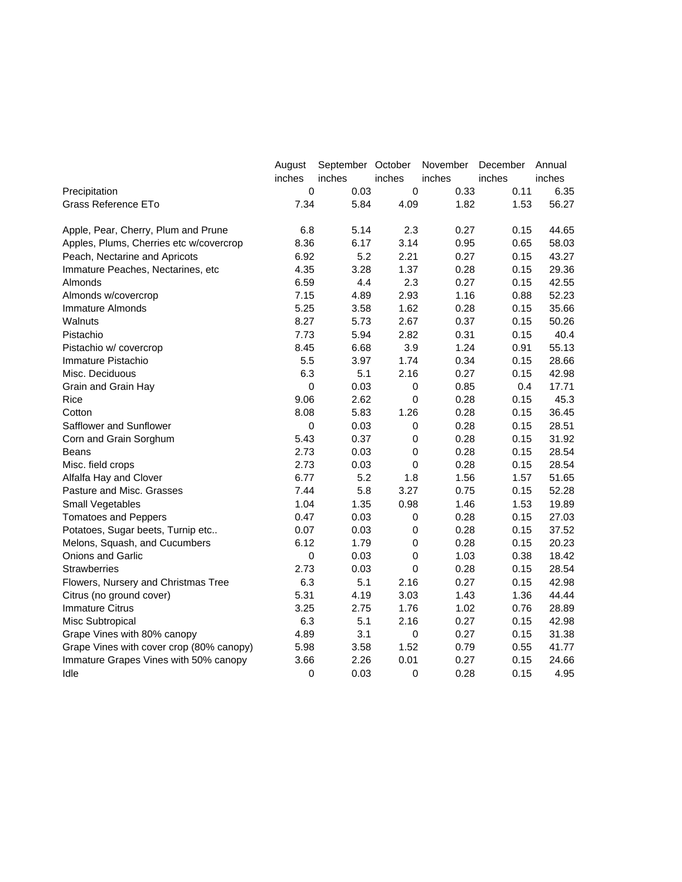| | August inches | September inches | October inches | November inches | December inches | Annual inches |
|---|---|---|---|---|---|---|
| Precipitation | 0 | 0.03 | 0 | 0.33 | 0.11 | 6.35 |
| Grass Reference ETo | 7.34 | 5.84 | 4.09 | 1.82 | 1.53 | 56.27 |
| | | | | | | |
| Apple, Pear, Cherry, Plum and Prune | 6.8 | 5.14 | 2.3 | 0.27 | 0.15 | 44.65 |
| Apples, Plums, Cherries etc w/covercrop | 8.36 | 6.17 | 3.14 | 0.95 | 0.65 | 58.03 |
| Peach, Nectarine and Apricots | 6.92 | 5.2 | 2.21 | 0.27 | 0.15 | 43.27 |
| Immature Peaches, Nectarines, etc | 4.35 | 3.28 | 1.37 | 0.28 | 0.15 | 29.36 |
| Almonds | 6.59 | 4.4 | 2.3 | 0.27 | 0.15 | 42.55 |
| Almonds w/covercrop | 7.15 | 4.89 | 2.93 | 1.16 | 0.88 | 52.23 |
| Immature Almonds | 5.25 | 3.58 | 1.62 | 0.28 | 0.15 | 35.66 |
| Walnuts | 8.27 | 5.73 | 2.67 | 0.37 | 0.15 | 50.26 |
| Pistachio | 7.73 | 5.94 | 2.82 | 0.31 | 0.15 | 40.4 |
| Pistachio w/ covercrop | 8.45 | 6.68 | 3.9 | 1.24 | 0.91 | 55.13 |
| Immature Pistachio | 5.5 | 3.97 | 1.74 | 0.34 | 0.15 | 28.66 |
| Misc. Deciduous | 6.3 | 5.1 | 2.16 | 0.27 | 0.15 | 42.98 |
| Grain and Grain Hay | 0 | 0.03 | 0 | 0.85 | 0.4 | 17.71 |
| Rice | 9.06 | 2.62 | 0 | 0.28 | 0.15 | 45.3 |
| Cotton | 8.08 | 5.83 | 1.26 | 0.28 | 0.15 | 36.45 |
| Safflower and Sunflower | 0 | 0.03 | 0 | 0.28 | 0.15 | 28.51 |
| Corn and Grain Sorghum | 5.43 | 0.37 | 0 | 0.28 | 0.15 | 31.92 |
| Beans | 2.73 | 0.03 | 0 | 0.28 | 0.15 | 28.54 |
| Misc. field crops | 2.73 | 0.03 | 0 | 0.28 | 0.15 | 28.54 |
| Alfalfa Hay and Clover | 6.77 | 5.2 | 1.8 | 1.56 | 1.57 | 51.65 |
| Pasture and Misc. Grasses | 7.44 | 5.8 | 3.27 | 0.75 | 0.15 | 52.28 |
| Small Vegetables | 1.04 | 1.35 | 0.98 | 1.46 | 1.53 | 19.89 |
| Tomatoes and Peppers | 0.47 | 0.03 | 0 | 0.28 | 0.15 | 27.03 |
| Potatoes, Sugar beets, Turnip etc.. | 0.07 | 0.03 | 0 | 0.28 | 0.15 | 37.52 |
| Melons, Squash, and Cucumbers | 6.12 | 1.79 | 0 | 0.28 | 0.15 | 20.23 |
| Onions and Garlic | 0 | 0.03 | 0 | 1.03 | 0.38 | 18.42 |
| Strawberries | 2.73 | 0.03 | 0 | 0.28 | 0.15 | 28.54 |
| Flowers, Nursery and Christmas Tree | 6.3 | 5.1 | 2.16 | 0.27 | 0.15 | 42.98 |
| Citrus (no ground cover) | 5.31 | 4.19 | 3.03 | 1.43 | 1.36 | 44.44 |
| Immature Citrus | 3.25 | 2.75 | 1.76 | 1.02 | 0.76 | 28.89 |
| Misc Subtropical | 6.3 | 5.1 | 2.16 | 0.27 | 0.15 | 42.98 |
| Grape Vines with 80% canopy | 4.89 | 3.1 | 0 | 0.27 | 0.15 | 31.38 |
| Grape Vines with cover crop (80% canopy) | 5.98 | 3.58 | 1.52 | 0.79 | 0.55 | 41.77 |
| Immature Grapes Vines with 50% canopy | 3.66 | 2.26 | 0.01 | 0.27 | 0.15 | 24.66 |
| Idle | 0 | 0.03 | 0 | 0.28 | 0.15 | 4.95 |